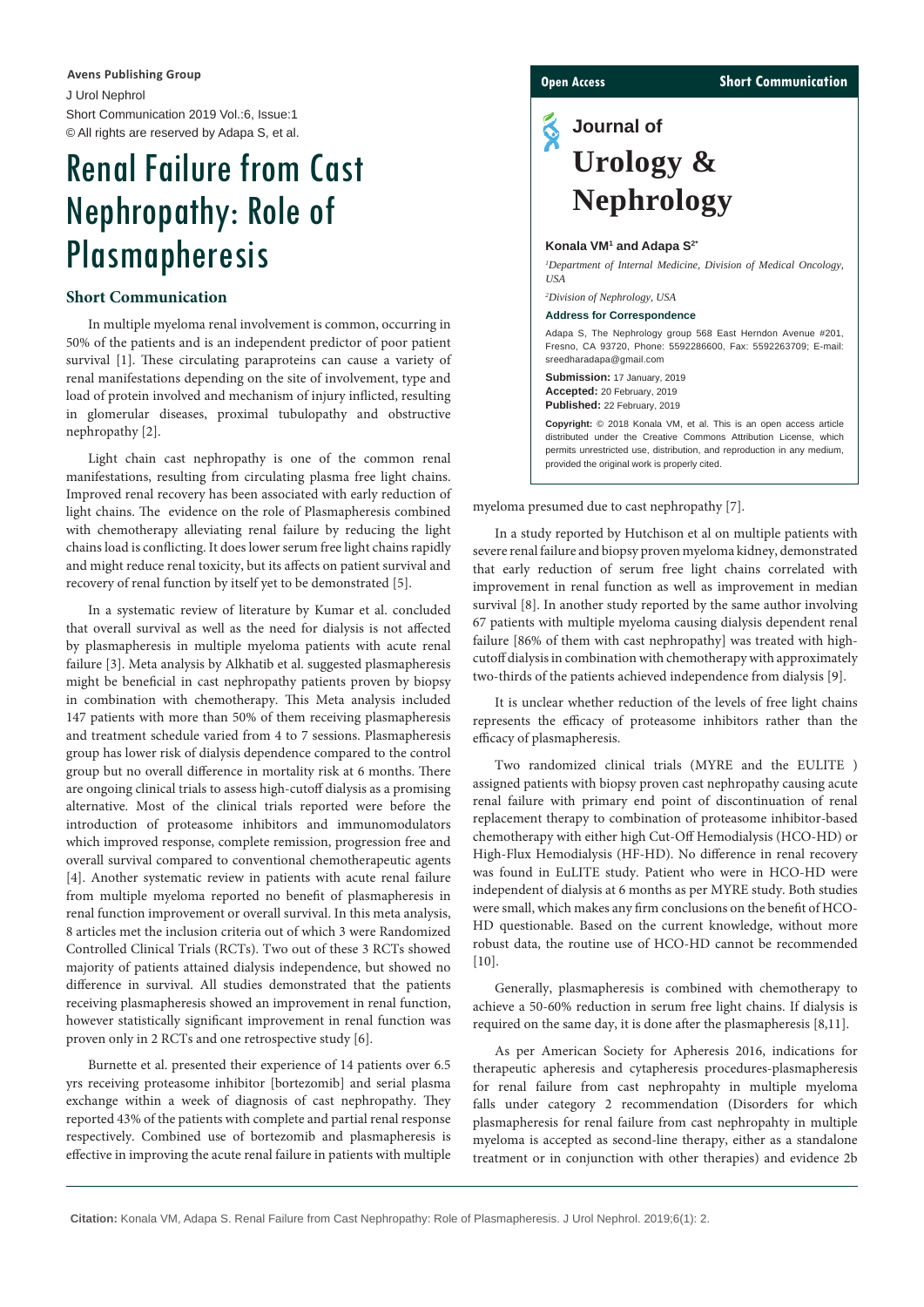# Renal Failure from Cast Nephropathy: Role of Plasmapheresis

**Konala VM[1] and Adapa S[2*]**

[1]*Department of Internal Medicine, Division of Medical Oncology, USA*

[2]*Division of Nephrology, USA*

**Address for Correspondence**

Adapa S, The Nephrology group 568 East Herndon Avenue #201, Fresno, CA 93720, Phone: 5592286600, Fax: 5592263709; E-mail: sreedharadapa@gmail.com

**Submission:** 17 January, 2019
**Accepted:** 20 February, 2019
**Published:** 22 February, 2019

**Copyright:** © 2018 Konala VM, et al. This is an open access article distributed under the Creative Commons Attribution License, which permits unrestricted use, distribution, and reproduction in any medium, provided the original work is properly cited.

## Short Communication

In multiple myeloma renal involvement is common, occurring in 50% of the patients and is an independent predictor of poor patient survival [1]. These circulating paraproteins can cause a variety of renal manifestations depending on the site of involvement, type and load of protein involved and mechanism of injury inflicted, resulting in glomerular diseases, proximal tubulopathy and obstructive nephropathy [2].

Light chain cast nephropathy is one of the common renal manifestations, resulting from circulating plasma free light chains. Improved renal recovery has been associated with early reduction of light chains. The evidence on the role of Plasmapheresis combined with chemotherapy alleviating renal failure by reducing the light chains load is conflicting. It does lower serum free light chains rapidly and might reduce renal toxicity, but its affects on patient survival and recovery of renal function by itself yet to be demonstrated [5].

In a systematic review of literature by Kumar et al. concluded that overall survival as well as the need for dialysis is not affected by plasmapheresis in multiple myeloma patients with acute renal failure [3]. Meta analysis by Alkhatib et al. suggested plasmapheresis might be beneficial in cast nephropathy patients proven by biopsy in combination with chemotherapy. This Meta analysis included 147 patients with more than 50% of them receiving plasmapheresis and treatment schedule varied from 4 to 7 sessions. Plasmapheresis group has lower risk of dialysis dependence compared to the control group but no overall difference in mortality risk at 6 months. There are ongoing clinical trials to assess high-cutoff dialysis as a promising alternative. Most of the clinical trials reported were before the introduction of proteasome inhibitors and immunomodulators which improved response, complete remission, progression free and overall survival compared to conventional chemotherapeutic agents [4]. Another systematic review in patients with acute renal failure from multiple myeloma reported no benefit of plasmapheresis in renal function improvement or overall survival. In this meta analysis, 8 articles met the inclusion criteria out of which 3 were Randomized Controlled Clinical Trials (RCTs). Two out of these 3 RCTs showed majority of patients attained dialysis independence, but showed no difference in survival. All studies demonstrated that the patients receiving plasmapheresis showed an improvement in renal function, however statistically significant improvement in renal function was proven only in 2 RCTs and one retrospective study [6].

Burnette et al. presented their experience of 14 patients over 6.5 yrs receiving proteasome inhibitor [bortezomib] and serial plasma exchange within a week of diagnosis of cast nephropathy. They reported 43% of the patients with complete and partial renal response respectively. Combined use of bortezomib and plasmapheresis is effective in improving the acute renal failure in patients with multiple myeloma presumed due to cast nephropathy [7].

In a study reported by Hutchison et al on multiple patients with severe renal failure and biopsy proven myeloma kidney, demonstrated that early reduction of serum free light chains correlated with improvement in renal function as well as improvement in median survival [8]. In another study reported by the same author involving 67 patients with multiple myeloma causing dialysis dependent renal failure [86% of them with cast nephropathy] was treated with high-cutoff dialysis in combination with chemotherapy with approximately two-thirds of the patients achieved independence from dialysis [9].

It is unclear whether reduction of the levels of free light chains represents the efficacy of proteasome inhibitors rather than the efficacy of plasmapheresis.

Two randomized clinical trials (MYRE and the EULITE ) assigned patients with biopsy proven cast nephropathy causing acute renal failure with primary end point of discontinuation of renal replacement therapy to combination of proteasome inhibitor-based chemotherapy with either high Cut-Off Hemodialysis (HCO-HD) or High-Flux Hemodialysis (HF-HD). No difference in renal recovery was found in EuLITE study. Patient who were in HCO-HD were independent of dialysis at 6 months as per MYRE study. Both studies were small, which makes any firm conclusions on the benefit of HCO-HD questionable. Based on the current knowledge, without more robust data, the routine use of HCO-HD cannot be recommended [10].

Generally, plasmapheresis is combined with chemotherapy to achieve a 50-60% reduction in serum free light chains. If dialysis is required on the same day, it is done after the plasmapheresis [8,11].

As per American Society for Apheresis 2016, indications for therapeutic apheresis and cytapheresis procedures-plasmapheresis for renal failure from cast nephropahty in multiple myeloma falls under category 2 recommendation (Disorders for which plasmapheresis for renal failure from cast nephropahty in multiple myeloma is accepted as second-line therapy, either as a standalone treatment or in conjunction with other therapies) and evidence 2b

**Citation:** Konala VM, Adapa S. Renal Failure from Cast Nephropathy: Role of Plasmapheresis. J Urol Nephrol. 2019;6(1): 2.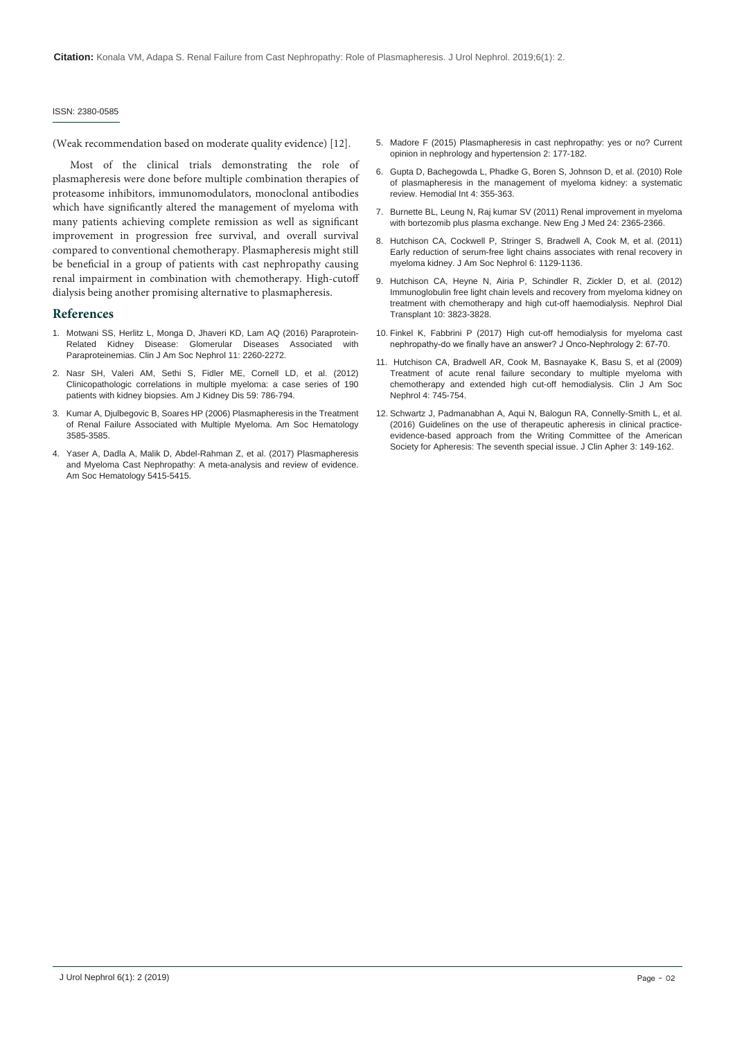(Weak recommendation based on moderate quality evidence) [12].

Most of the clinical trials demonstrating the role of plasmapheresis were done before multiple combination therapies of proteasome inhibitors, immunomodulators, monoclonal antibodies which have significantly altered the management of myeloma with many patients achieving complete remission as well as significant improvement in progression free survival, and overall survival compared to conventional chemotherapy. Plasmapheresis might still be beneficial in a group of patients with cast nephropathy causing renal impairment in combination with chemotherapy. High-cutoff dialysis being another promising alternative to plasmapheresis.

## References

1. Motwani SS, Herlitz L, Monga D, Jhaveri KD, Lam AQ (2016) Paraprotein-Related Kidney Disease: Glomerular Diseases Associated with Paraproteinemias. Clin J Am Soc Nephrol 11: 2260-2272.
2. Nasr SH, Valeri AM, Sethi S, Fidler ME, Cornell LD, et al. (2012) Clinicopathologic correlations in multiple myeloma: a case series of 190 patients with kidney biopsies. Am J Kidney Dis 59: 786-794.
3. Kumar A, Djulbegovic B, Soares HP (2006) Plasmapheresis in the Treatment of Renal Failure Associated with Multiple Myeloma. Am Soc Hematology 3585-3585.
4. Yaser A, Dadla A, Malik D, Abdel-Rahman Z, et al. (2017) Plasmapheresis and Myeloma Cast Nephropathy: A meta-analysis and review of evidence. Am Soc Hematology 5415-5415.
5. Madore F (2015) Plasmapheresis in cast nephropathy: yes or no? Current opinion in nephrology and hypertension 2: 177-182.
6. Gupta D, Bachegowda L, Phadke G, Boren S, Johnson D, et al. (2010) Role of plasmapheresis in the management of myeloma kidney: a systematic review. Hemodial Int 4: 355-363.
7. Burnette BL, Leung N, Raj kumar SV (2011) Renal improvement in myeloma with bortezomib plus plasma exchange. New Eng J Med 24: 2365-2366.
8. Hutchison CA, Cockwell P, Stringer S, Bradwell A, Cook M, et al. (2011) Early reduction of serum-free light chains associates with renal recovery in myeloma kidney. J Am Soc Nephrol 6: 1129-1136.
9. Hutchison CA, Heyne N, Airia P, Schindler R, Zickler D, et al. (2012) Immunoglobulin free light chain levels and recovery from myeloma kidney on treatment with chemotherapy and high cut-off haemodialysis. Nephrol Dial Transplant 10: 3823-3828.
10. Finkel K, Fabbrini P (2017) High cut-off hemodialysis for myeloma cast nephropathy-do we finally have an answer? J Onco-Nephrology 2: 67-70.
11. Hutchison CA, Bradwell AR, Cook M, Basnayake K, Basu S, et al (2009) Treatment of acute renal failure secondary to multiple myeloma with chemotherapy and extended high cut-off hemodialysis. Clin J Am Soc Nephrol 4: 745-754.
12. Schwartz J, Padmanabhan A, Aqui N, Balogun RA, Connelly-Smith L, et al. (2016) Guidelines on the use of therapeutic apheresis in clinical practice-evidence-based approach from the Writing Committee of the American Society for Apheresis: The seventh special issue. J Clin Apher 3: 149-162.